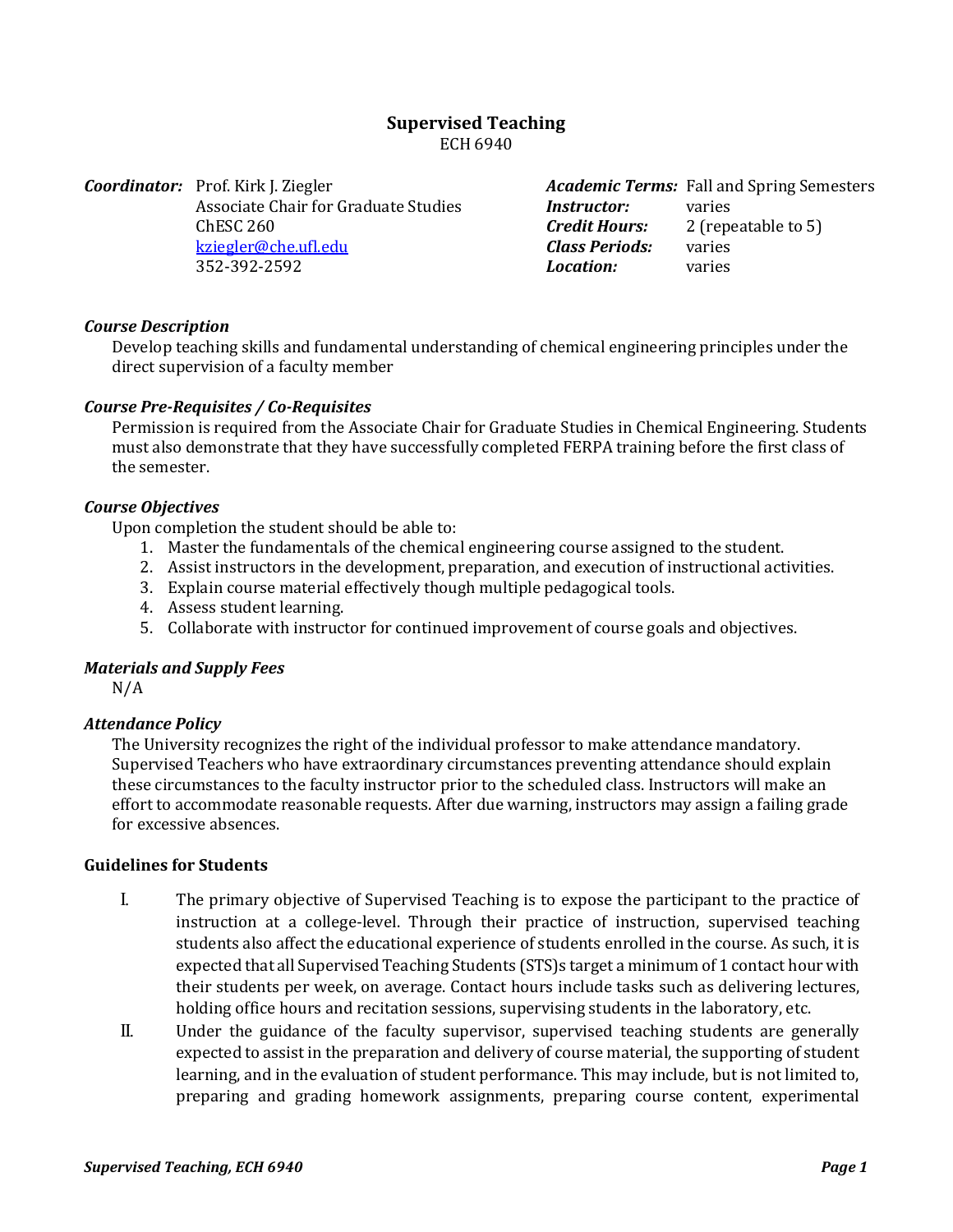# Supervised Teaching

ECH 6940

***Coordinator:*** Prof. Kirk J. Ziegler
Associate Chair for Graduate Studies
ChESC 260
[kziegler@che.ufl.edu](mailto:kziegler@che.ufl.edu)
352-392-2592

***Academic Terms:*** Fall and Spring Semesters
***Instructor:*** varies
***Credit Hours:*** 2 (repeatable to 5)
***Class Periods:*** varies
***Location:*** varies

### *Course Description*

Develop teaching skills and fundamental understanding of chemical engineering principles under the direct supervision of a faculty member

### *Course Pre-Requisites / Co-Requisites*

Permission is required from the Associate Chair for Graduate Studies in Chemical Engineering. Students must also demonstrate that they have successfully completed FERPA training before the first class of the semester.

### *Course Objectives*

Upon completion the student should be able to:

1. Master the fundamentals of the chemical engineering course assigned to the student.
2. Assist instructors in the development, preparation, and execution of instructional activities.
3. Explain course material effectively though multiple pedagogical tools.
4. Assess student learning.
5. Collaborate with instructor for continued improvement of course goals and objectives.

### *Materials and Supply Fees*

N/A

### *Attendance Policy*

The University recognizes the right of the individual professor to make attendance mandatory. Supervised Teachers who have extraordinary circumstances preventing attendance should explain these circumstances to the faculty instructor prior to the scheduled class. Instructors will make an effort to accommodate reasonable requests. After due warning, instructors may assign a failing grade for excessive absences.

### Guidelines for Students

I. The primary objective of Supervised Teaching is to expose the participant to the practice of instruction at a college-level. Through their practice of instruction, supervised teaching students also affect the educational experience of students enrolled in the course. As such, it is expected that all Supervised Teaching Students (STS)s target a minimum of 1 contact hour with their students per week, on average. Contact hours include tasks such as delivering lectures, holding office hours and recitation sessions, supervising students in the laboratory, etc.

II. Under the guidance of the faculty supervisor, supervised teaching students are generally expected to assist in the preparation and delivery of course material, the supporting of student learning, and in the evaluation of student performance. This may include, but is not limited to, preparing and grading homework assignments, preparing course content, experimental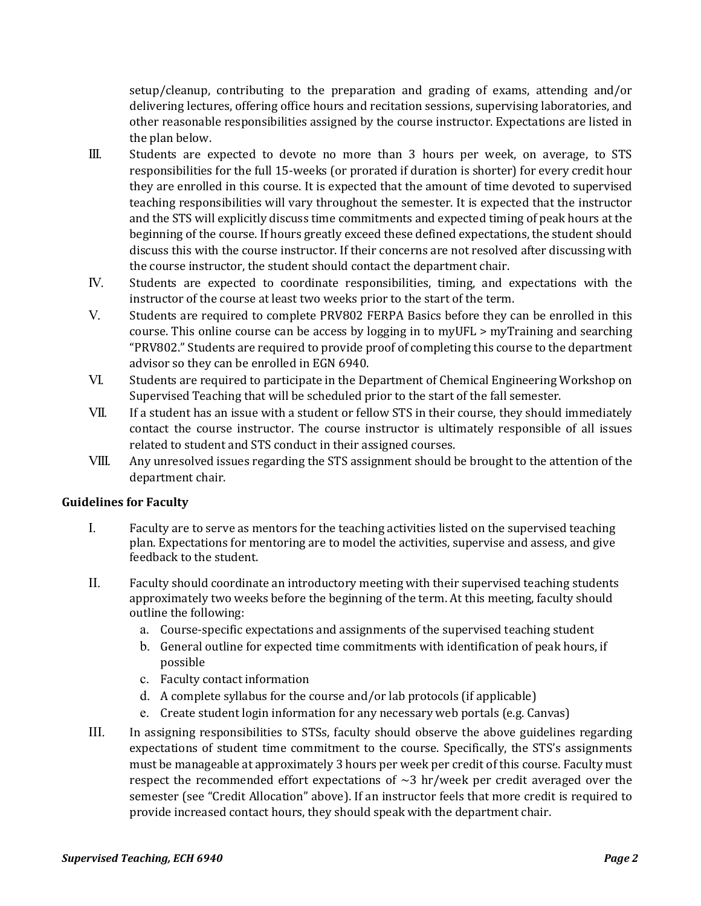setup/cleanup, contributing to the preparation and grading of exams, attending and/or delivering lectures, offering office hours and recitation sessions, supervising laboratories, and other reasonable responsibilities assigned by the course instructor. Expectations are listed in the plan below.

III. Students are expected to devote no more than 3 hours per week, on average, to STS responsibilities for the full 15-weeks (or prorated if duration is shorter) for every credit hour they are enrolled in this course. It is expected that the amount of time devoted to supervised teaching responsibilities will vary throughout the semester. It is expected that the instructor and the STS will explicitly discuss time commitments and expected timing of peak hours at the beginning of the course. If hours greatly exceed these defined expectations, the student should discuss this with the course instructor. If their concerns are not resolved after discussing with the course instructor, the student should contact the department chair.

IV. Students are expected to coordinate responsibilities, timing, and expectations with the instructor of the course at least two weeks prior to the start of the term.

V. Students are required to complete PRV802 FERPA Basics before they can be enrolled in this course. This online course can be access by logging in to myUFL > myTraining and searching "PRV802." Students are required to provide proof of completing this course to the department advisor so they can be enrolled in EGN 6940.

VI. Students are required to participate in the Department of Chemical Engineering Workshop on Supervised Teaching that will be scheduled prior to the start of the fall semester.

VII. If a student has an issue with a student or fellow STS in their course, they should immediately contact the course instructor. The course instructor is ultimately responsible of all issues related to student and STS conduct in their assigned courses.

VIII. Any unresolved issues regarding the STS assignment should be brought to the attention of the department chair.

**Guidelines for Faculty**

I. Faculty are to serve as mentors for the teaching activities listed on the supervised teaching plan. Expectations for mentoring are to model the activities, supervise and assess, and give feedback to the student.

II. Faculty should coordinate an introductory meeting with their supervised teaching students approximately two weeks before the beginning of the term. At this meeting, faculty should outline the following:
   a. Course-specific expectations and assignments of the supervised teaching student
   b. General outline for expected time commitments with identification of peak hours, if possible
   c. Faculty contact information
   d. A complete syllabus for the course and/or lab protocols (if applicable)
   e. Create student login information for any necessary web portals (e.g. Canvas)

III. In assigning responsibilities to STSs, faculty should observe the above guidelines regarding expectations of student time commitment to the course. Specifically, the STS's assignments must be manageable at approximately 3 hours per week per credit of this course. Faculty must respect the recommended effort expectations of ~3 hr/week per credit averaged over the semester (see "Credit Allocation" above). If an instructor feels that more credit is required to provide increased contact hours, they should speak with the department chair.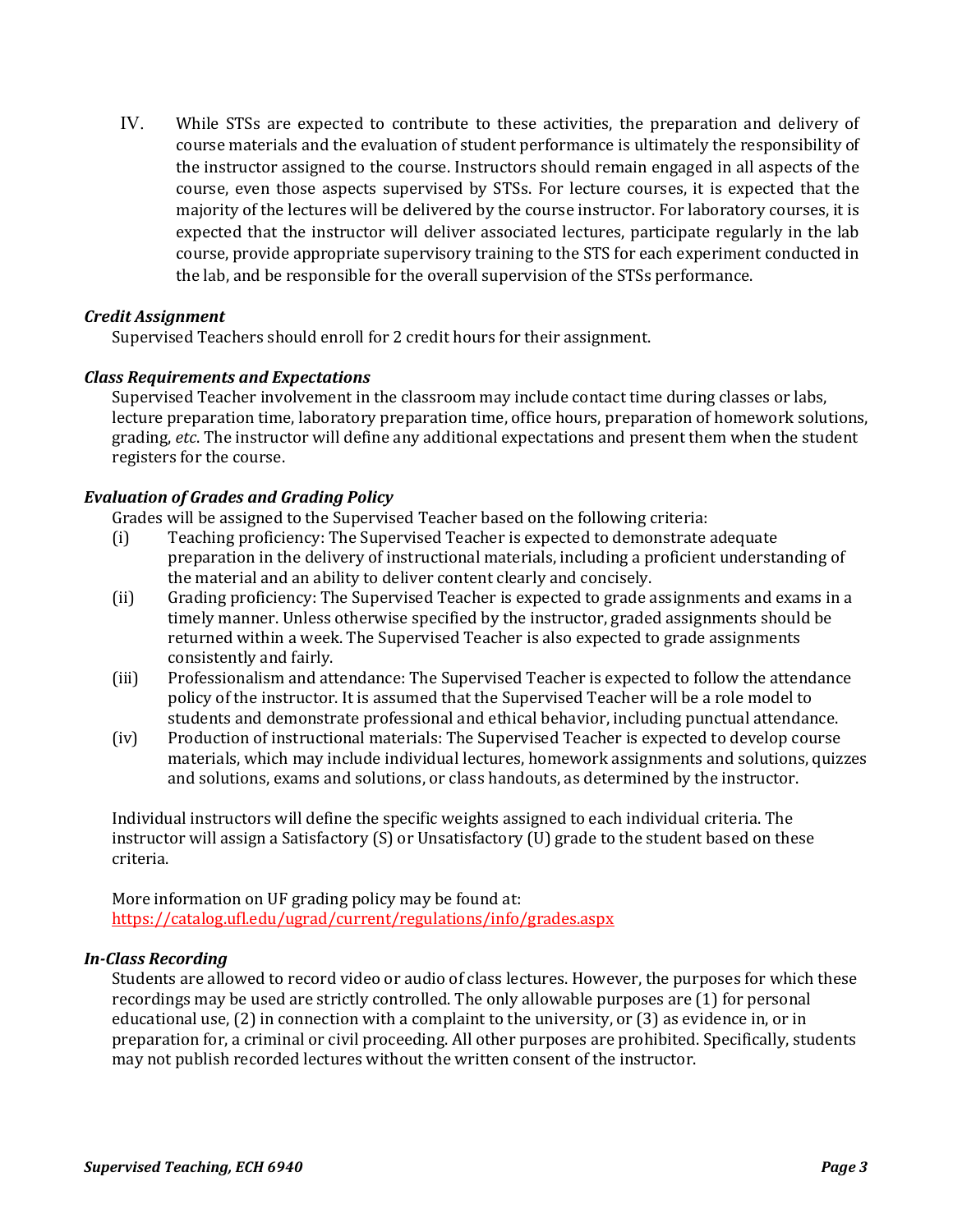IV. While STSs are expected to contribute to these activities, the preparation and delivery of course materials and the evaluation of student performance is ultimately the responsibility of the instructor assigned to the course. Instructors should remain engaged in all aspects of the course, even those aspects supervised by STSs. For lecture courses, it is expected that the majority of the lectures will be delivered by the course instructor. For laboratory courses, it is expected that the instructor will deliver associated lectures, participate regularly in the lab course, provide appropriate supervisory training to the STS for each experiment conducted in the lab, and be responsible for the overall supervision of the STSs performance.

***Credit Assignment***

Supervised Teachers should enroll for 2 credit hours for their assignment.

***Class Requirements and Expectations***

Supervised Teacher involvement in the classroom may include contact time during classes or labs, lecture preparation time, laboratory preparation time, office hours, preparation of homework solutions, grading, *etc*. The instructor will define any additional expectations and present them when the student registers for the course.

***Evaluation of Grades and Grading Policy***

Grades will be assigned to the Supervised Teacher based on the following criteria:

(i) Teaching proficiency: The Supervised Teacher is expected to demonstrate adequate preparation in the delivery of instructional materials, including a proficient understanding of the material and an ability to deliver content clearly and concisely.

(ii) Grading proficiency: The Supervised Teacher is expected to grade assignments and exams in a timely manner. Unless otherwise specified by the instructor, graded assignments should be returned within a week. The Supervised Teacher is also expected to grade assignments consistently and fairly.

(iii) Professionalism and attendance: The Supervised Teacher is expected to follow the attendance policy of the instructor. It is assumed that the Supervised Teacher will be a role model to students and demonstrate professional and ethical behavior, including punctual attendance.

(iv) Production of instructional materials: The Supervised Teacher is expected to develop course materials, which may include individual lectures, homework assignments and solutions, quizzes and solutions, exams and solutions, or class handouts, as determined by the instructor.

Individual instructors will define the specific weights assigned to each individual criteria. The instructor will assign a Satisfactory (S) or Unsatisfactory (U) grade to the student based on these criteria.

More information on UF grading policy may be found at:
https://catalog.ufl.edu/ugrad/current/regulations/info/grades.aspx

***In-Class Recording***

Students are allowed to record video or audio of class lectures. However, the purposes for which these recordings may be used are strictly controlled. The only allowable purposes are (1) for personal educational use, (2) in connection with a complaint to the university, or (3) as evidence in, or in preparation for, a criminal or civil proceeding. All other purposes are prohibited. Specifically, students may not publish recorded lectures without the written consent of the instructor.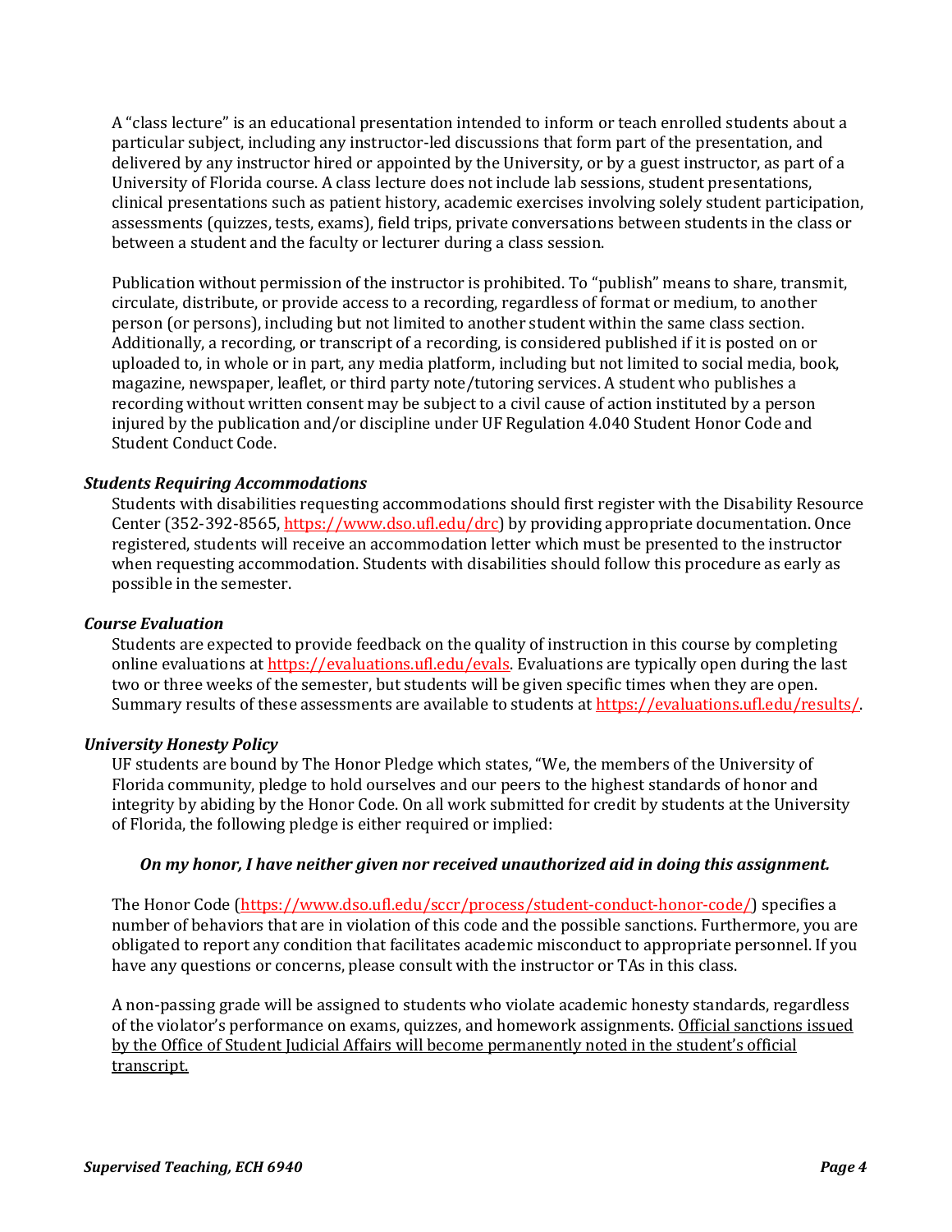A "class lecture" is an educational presentation intended to inform or teach enrolled students about a particular subject, including any instructor-led discussions that form part of the presentation, and delivered by any instructor hired or appointed by the University, or by a guest instructor, as part of a University of Florida course. A class lecture does not include lab sessions, student presentations, clinical presentations such as patient history, academic exercises involving solely student participation, assessments (quizzes, tests, exams), field trips, private conversations between students in the class or between a student and the faculty or lecturer during a class session.

Publication without permission of the instructor is prohibited. To "publish" means to share, transmit, circulate, distribute, or provide access to a recording, regardless of format or medium, to another person (or persons), including but not limited to another student within the same class section. Additionally, a recording, or transcript of a recording, is considered published if it is posted on or uploaded to, in whole or in part, any media platform, including but not limited to social media, book, magazine, newspaper, leaflet, or third party note/tutoring services. A student who publishes a recording without written consent may be subject to a civil cause of action instituted by a person injured by the publication and/or discipline under UF Regulation 4.040 Student Honor Code and Student Conduct Code.

***Students Requiring Accommodations***

Students with disabilities requesting accommodations should first register with the Disability Resource Center (352-392-8565, [https://www.dso.ufl.edu/drc](https://www.dso.ufl.edu/drc)) by providing appropriate documentation. Once registered, students will receive an accommodation letter which must be presented to the instructor when requesting accommodation. Students with disabilities should follow this procedure as early as possible in the semester.

***Course Evaluation***

Students are expected to provide feedback on the quality of instruction in this course by completing online evaluations at [https://evaluations.ufl.edu/evals](https://evaluations.ufl.edu/evals). Evaluations are typically open during the last two or three weeks of the semester, but students will be given specific times when they are open. Summary results of these assessments are available to students at [https://evaluations.ufl.edu/results/](https://evaluations.ufl.edu/results/).

***University Honesty Policy***

UF students are bound by The Honor Pledge which states, "We, the members of the University of Florida community, pledge to hold ourselves and our peers to the highest standards of honor and integrity by abiding by the Honor Code. On all work submitted for credit by students at the University of Florida, the following pledge is either required or implied:

***On my honor, I have neither given nor received unauthorized aid in doing this assignment.***

The Honor Code ([https://www.dso.ufl.edu/sccr/process/student-conduct-honor-code/](https://www.dso.ufl.edu/sccr/process/student-conduct-honor-code/)) specifies a number of behaviors that are in violation of this code and the possible sanctions. Furthermore, you are obligated to report any condition that facilitates academic misconduct to appropriate personnel. If you have any questions or concerns, please consult with the instructor or TAs in this class.

A non-passing grade will be assigned to students who violate academic honesty standards, regardless of the violator's performance on exams, quizzes, and homework assignments. <u>Official sanctions issued by the Office of Student Judicial Affairs will become permanently noted in the student's official transcript.</u>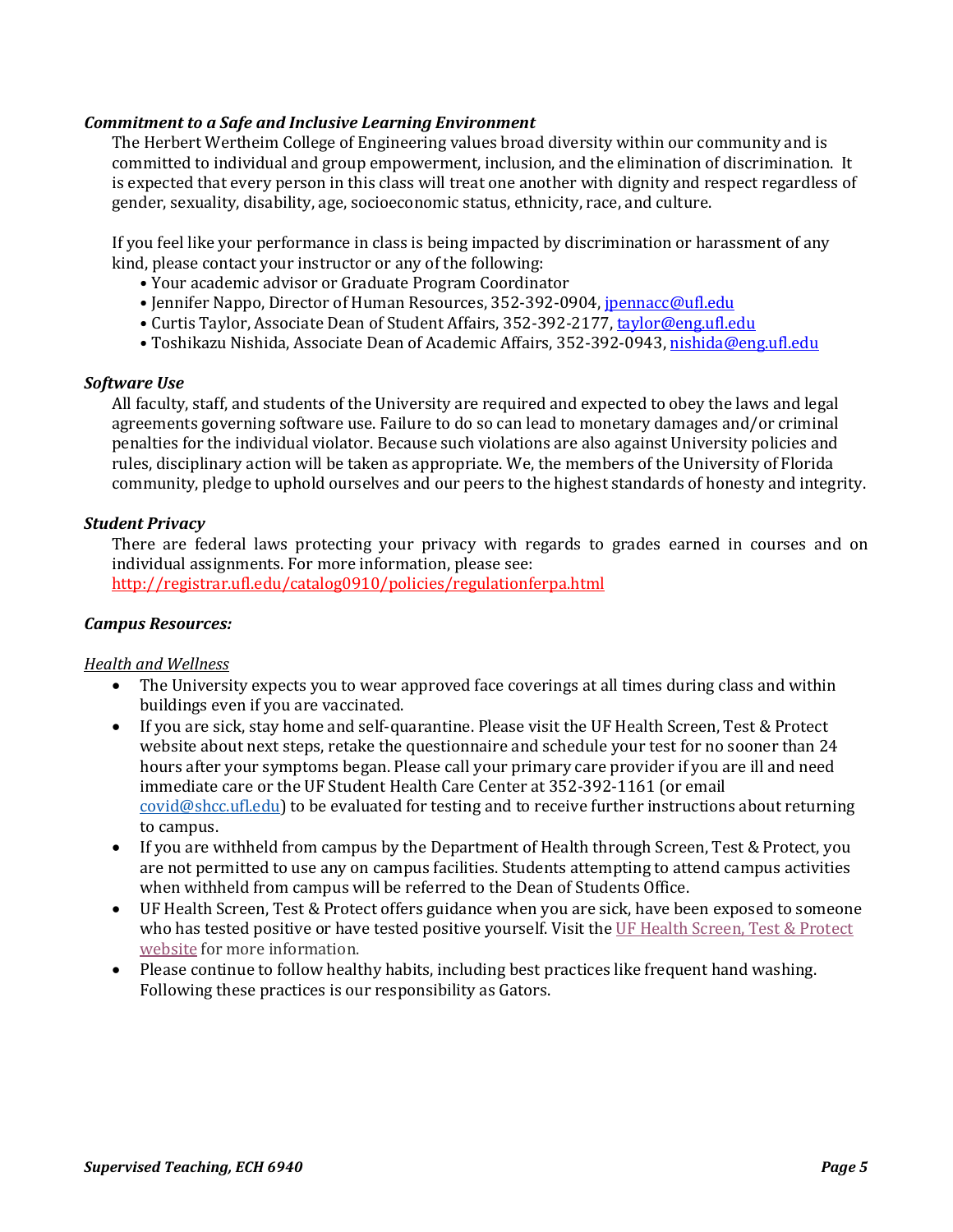### ***Commitment to a Safe and Inclusive Learning Environment***

The Herbert Wertheim College of Engineering values broad diversity within our community and is committed to individual and group empowerment, inclusion, and the elimination of discrimination. It is expected that every person in this class will treat one another with dignity and respect regardless of gender, sexuality, disability, age, socioeconomic status, ethnicity, race, and culture.

If you feel like your performance in class is being impacted by discrimination or harassment of any kind, please contact your instructor or any of the following:

- Your academic advisor or Graduate Program Coordinator
- Jennifer Nappo, Director of Human Resources, 352-392-0904, [jpennacc@ufl.edu](mailto:jpennacc@ufl.edu)
- Curtis Taylor, Associate Dean of Student Affairs, 352-392-2177, [taylor@eng.ufl.edu](mailto:taylor@eng.ufl.edu)
- Toshikazu Nishida, Associate Dean of Academic Affairs, 352-392-0943, [nishida@eng.ufl.edu](mailto:nishida@eng.ufl.edu)

### ***Software Use***

All faculty, staff, and students of the University are required and expected to obey the laws and legal agreements governing software use. Failure to do so can lead to monetary damages and/or criminal penalties for the individual violator. Because such violations are also against University policies and rules, disciplinary action will be taken as appropriate. We, the members of the University of Florida community, pledge to uphold ourselves and our peers to the highest standards of honesty and integrity.

### ***Student Privacy***

There are federal laws protecting your privacy with regards to grades earned in courses and on individual assignments. For more information, please see:
http://registrar.ufl.edu/catalog0910/policies/regulationferpa.html

### ***Campus Resources:***

<u>*Health and Wellness*</u>

- The University expects you to wear approved face coverings at all times during class and within buildings even if you are vaccinated.
- If you are sick, stay home and self-quarantine. Please visit the UF Health Screen, Test & Protect website about next steps, retake the questionnaire and schedule your test for no sooner than 24 hours after your symptoms began. Please call your primary care provider if you are ill and need immediate care or the UF Student Health Care Center at 352-392-1161 (or email [covid@shcc.ufl.edu](mailto:covid@shcc.ufl.edu)) to be evaluated for testing and to receive further instructions about returning to campus.
- If you are withheld from campus by the Department of Health through Screen, Test & Protect, you are not permitted to use any on campus facilities. Students attempting to attend campus activities when withheld from campus will be referred to the Dean of Students Office.
- UF Health Screen, Test & Protect offers guidance when you are sick, have been exposed to someone who has tested positive or have tested positive yourself. Visit the UF Health Screen, Test & Protect website for more information.
- Please continue to follow healthy habits, including best practices like frequent hand washing. Following these practices is our responsibility as Gators.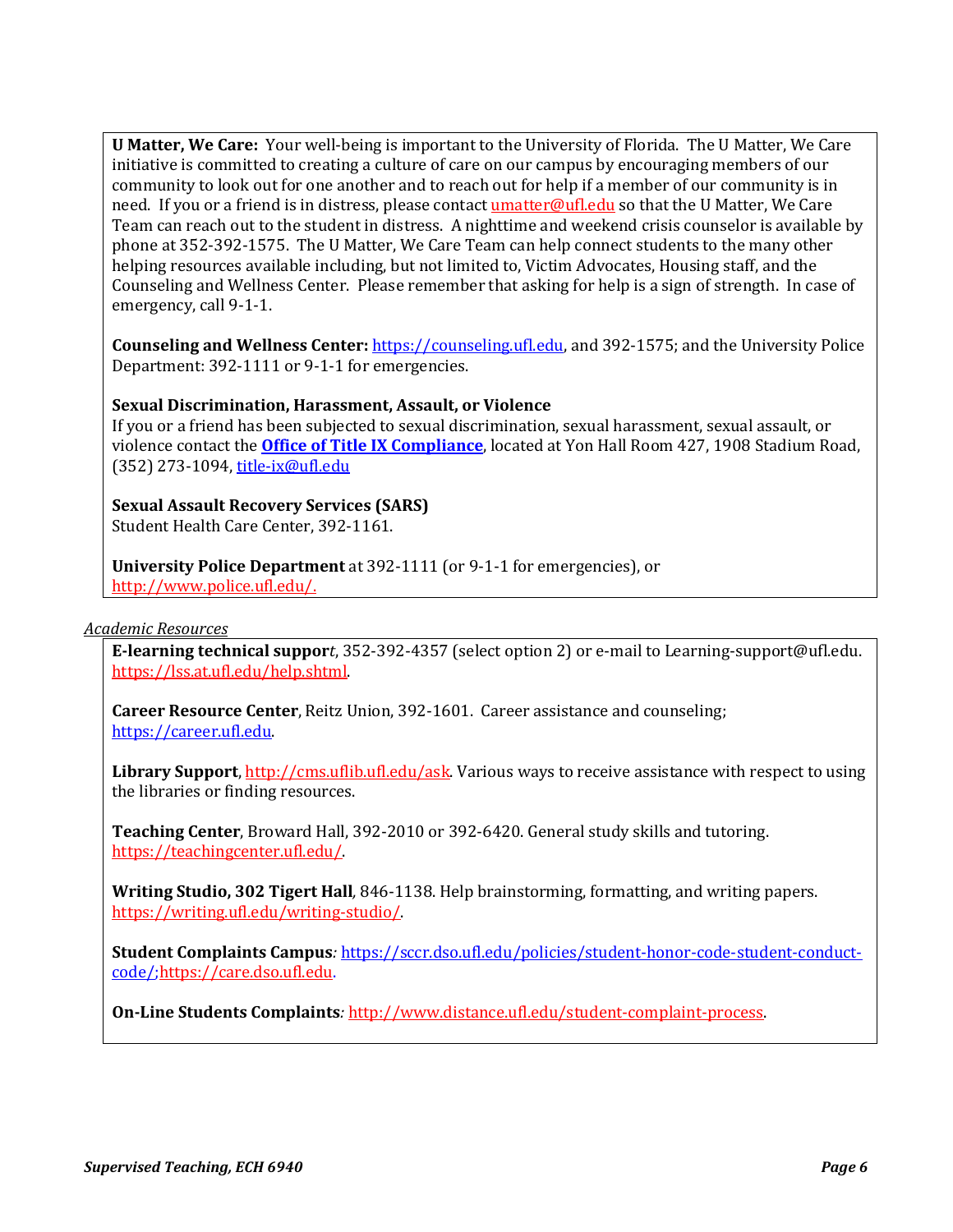**U Matter, We Care:** Your well-being is important to the University of Florida. The U Matter, We Care initiative is committed to creating a culture of care on our campus by encouraging members of our community to look out for one another and to reach out for help if a member of our community is in need. If you or a friend is in distress, please contact umatter@ufl.edu so that the U Matter, We Care Team can reach out to the student in distress. A nighttime and weekend crisis counselor is available by phone at 352-392-1575. The U Matter, We Care Team can help connect students to the many other helping resources available including, but not limited to, Victim Advocates, Housing staff, and the Counseling and Wellness Center. Please remember that asking for help is a sign of strength. In case of emergency, call 9-1-1.

**Counseling and Wellness Center:** https://counseling.ufl.edu, and 392-1575; and the University Police Department: 392-1111 or 9-1-1 for emergencies.

**Sexual Discrimination, Harassment, Assault, or Violence**
If you or a friend has been subjected to sexual discrimination, sexual harassment, sexual assault, or violence contact the **Office of Title IX Compliance**, located at Yon Hall Room 427, 1908 Stadium Road, (352) 273-1094, title-ix@ufl.edu

**Sexual Assault Recovery Services (SARS)**
Student Health Care Center, 392-1161.

**University Police Department** at 392-1111 (or 9-1-1 for emergencies), or http://www.police.ufl.edu/.

*Academic Resources*

**E-learning technical support**, 352-392-4357 (select option 2) or e-mail to Learning-support@ufl.edu. https://lss.at.ufl.edu/help.shtml.

**Career Resource Center**, Reitz Union, 392-1601. Career assistance and counseling; https://career.ufl.edu.

**Library Support**, http://cms.uflib.ufl.edu/ask. Various ways to receive assistance with respect to using the libraries or finding resources.

**Teaching Center**, Broward Hall, 392-2010 or 392-6420. General study skills and tutoring. https://teachingcenter.ufl.edu/.

**Writing Studio, 302 Tigert Hall**, 846-1138. Help brainstorming, formatting, and writing papers. https://writing.ufl.edu/writing-studio/.

**Student Complaints Campus**: https://sccr.dso.ufl.edu/policies/student-honor-code-student-conduct-code/;https://care.dso.ufl.edu.

**On-Line Students Complaints**: http://www.distance.ufl.edu/student-complaint-process.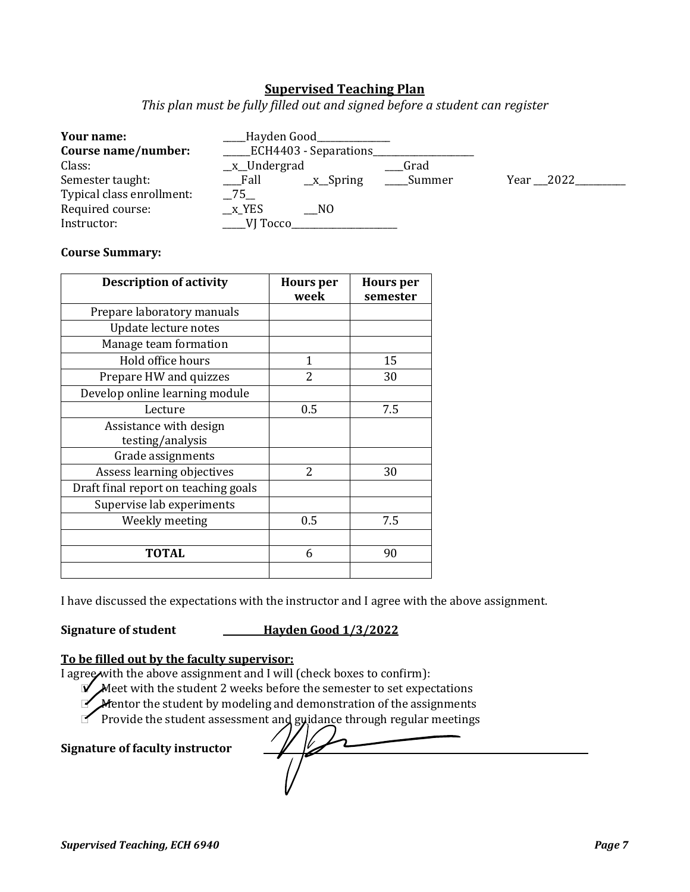## Supervised Teaching Plan

*This plan must be fully filled out and signed before a student can register*

**Your name:** ____Hayden Good______________

**Course name/number:** ______ECH4403 - Separations____________________

Class: __x__Undergrad ____Grad

Semester taught: ___Fall __x__Spring ____Summer Year ___2022__________

Typical class enrollment: __75__

Required course: __x_YES ___NO

Instructor: _____VJ Tocco______________________

**Course Summary:**

| Description of activity | Hours per week | Hours per semester |
|---|---|---|
| Prepare laboratory manuals | | |
| Update lecture notes | | |
| Manage team formation | | |
| Hold office hours | 1 | 15 |
| Prepare HW and quizzes | 2 | 30 |
| Develop online learning module | | |
| Lecture | 0.5 | 7.5 |
| Assistance with design testing/analysis | | |
| Grade assignments | | |
| Assess learning objectives | 2 | 30 |
| Draft final report on teaching goals | | |
| Supervise lab experiments | | |
| Weekly meeting | 0.5 | 7.5 |
| | | |
| **TOTAL** | 6 | 90 |
| | | |

I have discussed the expectations with the instructor and I agree with the above assignment.

**Signature of student** **Hayden Good 1/3/2022**

**To be filled out by the faculty supervisor:**

I agree with the above assignment and I will (check boxes to confirm):

- ☑ Meet with the student 2 weeks before the semester to set expectations
- ☑ Mentor the student by modeling and demonstration of the assignments
- ☑ Provide the student assessment and guidance through regular meetings

**Signature of faculty instructor** ____________________________